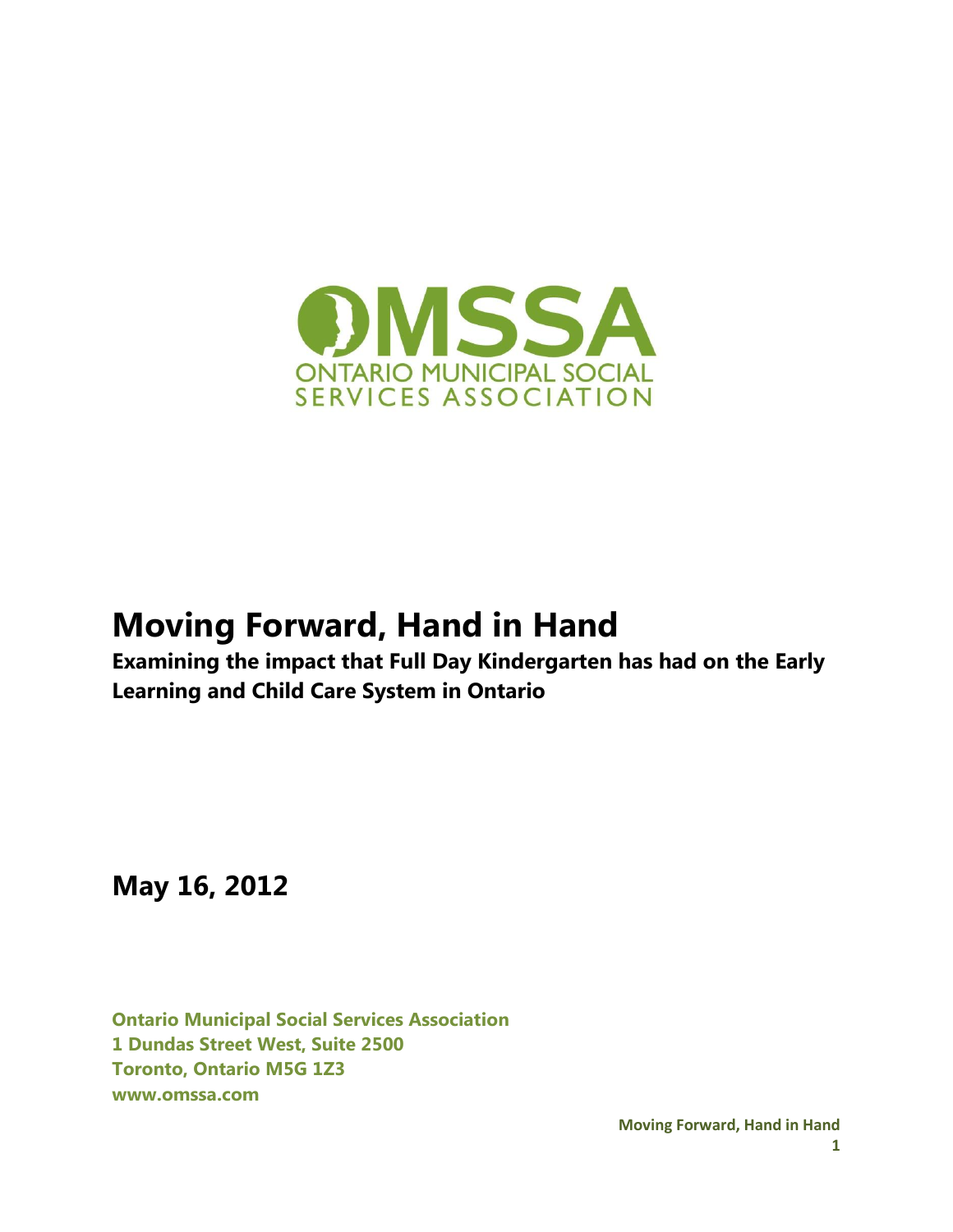OMSSA
ONTARIO MUNICIPAL SOCIAL SERVICES ASSOCIATION

# Moving Forward, Hand in Hand

**Examining the impact that Full Day Kindergarten has had on the Early Learning and Child Care System in Ontario**

## May 16, 2012

**Ontario Municipal Social Services Association**
**1 Dundas Street West, Suite 2500**
**Toronto, Ontario M5G 1Z3**
**www.omssa.com**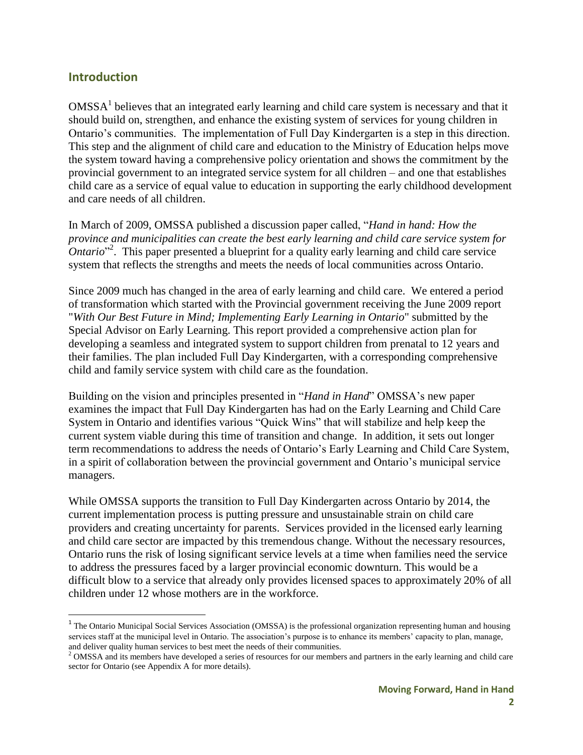## Introduction

OMSSA[1] believes that an integrated early learning and child care system is necessary and that it should build on, strengthen, and enhance the existing system of services for young children in Ontario's communities. The implementation of Full Day Kindergarten is a step in this direction. This step and the alignment of child care and education to the Ministry of Education helps move the system toward having a comprehensive policy orientation and shows the commitment by the provincial government to an integrated service system for all children – and one that establishes child care as a service of equal value to education in supporting the early childhood development and care needs of all children.

In March of 2009, OMSSA published a discussion paper called, "*Hand in hand: How the province and municipalities can create the best early learning and child care service system for Ontario*"[2]. This paper presented a blueprint for a quality early learning and child care service system that reflects the strengths and meets the needs of local communities across Ontario.

Since 2009 much has changed in the area of early learning and child care. We entered a period of transformation which started with the Provincial government receiving the June 2009 report "*With Our Best Future in Mind; Implementing Early Learning in Ontario*" submitted by the Special Advisor on Early Learning. This report provided a comprehensive action plan for developing a seamless and integrated system to support children from prenatal to 12 years and their families. The plan included Full Day Kindergarten, with a corresponding comprehensive child and family service system with child care as the foundation.

Building on the vision and principles presented in "*Hand in Hand*" OMSSA's new paper examines the impact that Full Day Kindergarten has had on the Early Learning and Child Care System in Ontario and identifies various "Quick Wins" that will stabilize and help keep the current system viable during this time of transition and change. In addition, it sets out longer term recommendations to address the needs of Ontario's Early Learning and Child Care System, in a spirit of collaboration between the provincial government and Ontario's municipal service managers.

While OMSSA supports the transition to Full Day Kindergarten across Ontario by 2014, the current implementation process is putting pressure and unsustainable strain on child care providers and creating uncertainty for parents. Services provided in the licensed early learning and child care sector are impacted by this tremendous change. Without the necessary resources, Ontario runs the risk of losing significant service levels at a time when families need the service to address the pressures faced by a larger provincial economic downturn. This would be a difficult blow to a service that already only provides licensed spaces to approximately 20% of all children under 12 whose mothers are in the workforce.

---

[1] The Ontario Municipal Social Services Association (OMSSA) is the professional organization representing human and housing services staff at the municipal level in Ontario. The association's purpose is to enhance its members' capacity to plan, manage, and deliver quality human services to best meet the needs of their communities.

[2] OMSSA and its members have developed a series of resources for our members and partners in the early learning and child care sector for Ontario (see Appendix A for more details).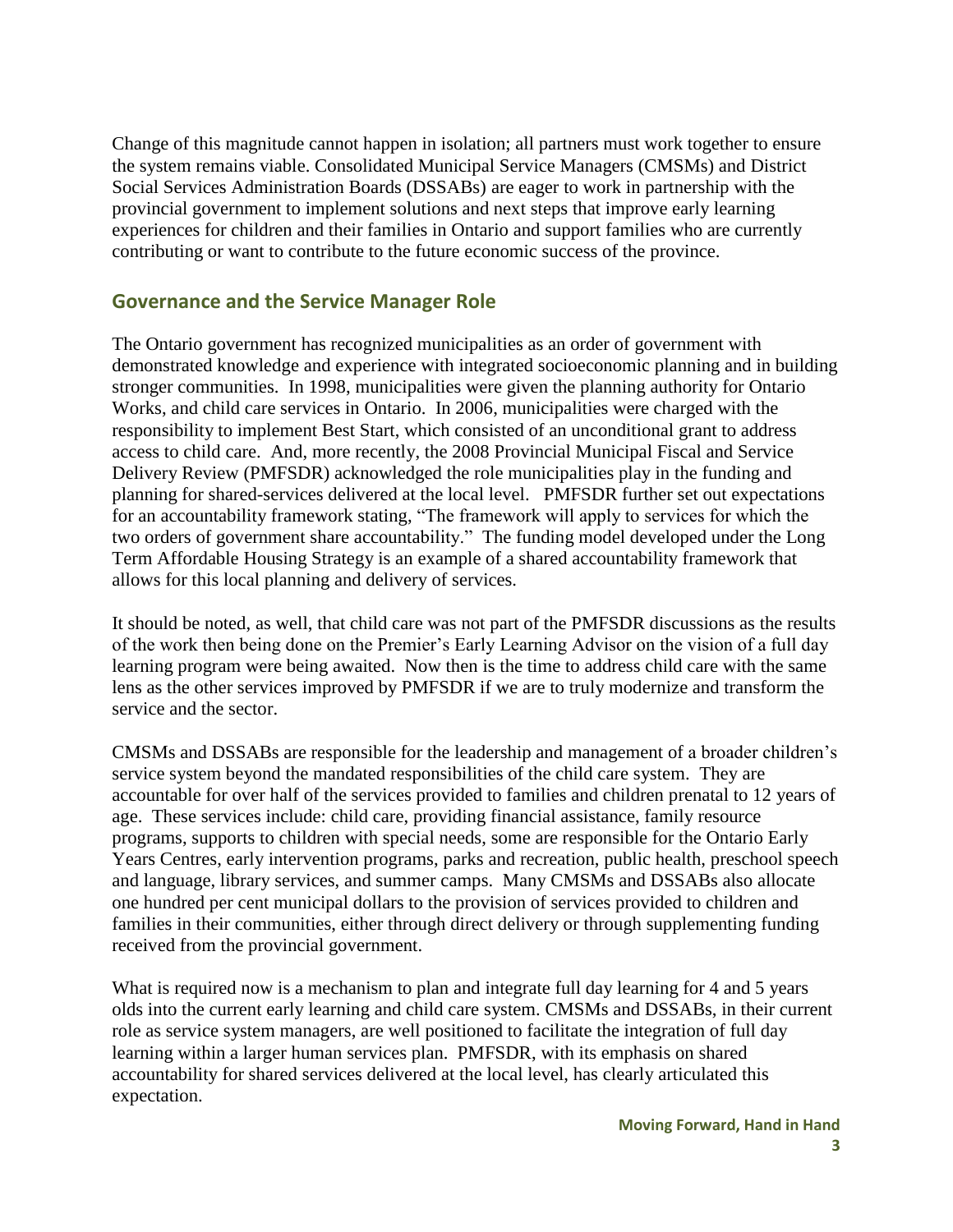Change of this magnitude cannot happen in isolation; all partners must work together to ensure the system remains viable. Consolidated Municipal Service Managers (CMSMs) and District Social Services Administration Boards (DSSABs) are eager to work in partnership with the provincial government to implement solutions and next steps that improve early learning experiences for children and their families in Ontario and support families who are currently contributing or want to contribute to the future economic success of the province.

## Governance and the Service Manager Role

The Ontario government has recognized municipalities as an order of government with demonstrated knowledge and experience with integrated socioeconomic planning and in building stronger communities. In 1998, municipalities were given the planning authority for Ontario Works, and child care services in Ontario. In 2006, municipalities were charged with the responsibility to implement Best Start, which consisted of an unconditional grant to address access to child care. And, more recently, the 2008 Provincial Municipal Fiscal and Service Delivery Review (PMFSDR) acknowledged the role municipalities play in the funding and planning for shared-services delivered at the local level. PMFSDR further set out expectations for an accountability framework stating, "The framework will apply to services for which the two orders of government share accountability." The funding model developed under the Long Term Affordable Housing Strategy is an example of a shared accountability framework that allows for this local planning and delivery of services.

It should be noted, as well, that child care was not part of the PMFSDR discussions as the results of the work then being done on the Premier's Early Learning Advisor on the vision of a full day learning program were being awaited. Now then is the time to address child care with the same lens as the other services improved by PMFSDR if we are to truly modernize and transform the service and the sector.

CMSMs and DSSABs are responsible for the leadership and management of a broader children's service system beyond the mandated responsibilities of the child care system. They are accountable for over half of the services provided to families and children prenatal to 12 years of age. These services include: child care, providing financial assistance, family resource programs, supports to children with special needs, some are responsible for the Ontario Early Years Centres, early intervention programs, parks and recreation, public health, preschool speech and language, library services, and summer camps. Many CMSMs and DSSABs also allocate one hundred per cent municipal dollars to the provision of services provided to children and families in their communities, either through direct delivery or through supplementing funding received from the provincial government.

What is required now is a mechanism to plan and integrate full day learning for 4 and 5 years olds into the current early learning and child care system. CMSMs and DSSABs, in their current role as service system managers, are well positioned to facilitate the integration of full day learning within a larger human services plan. PMFSDR, with its emphasis on shared accountability for shared services delivered at the local level, has clearly articulated this expectation.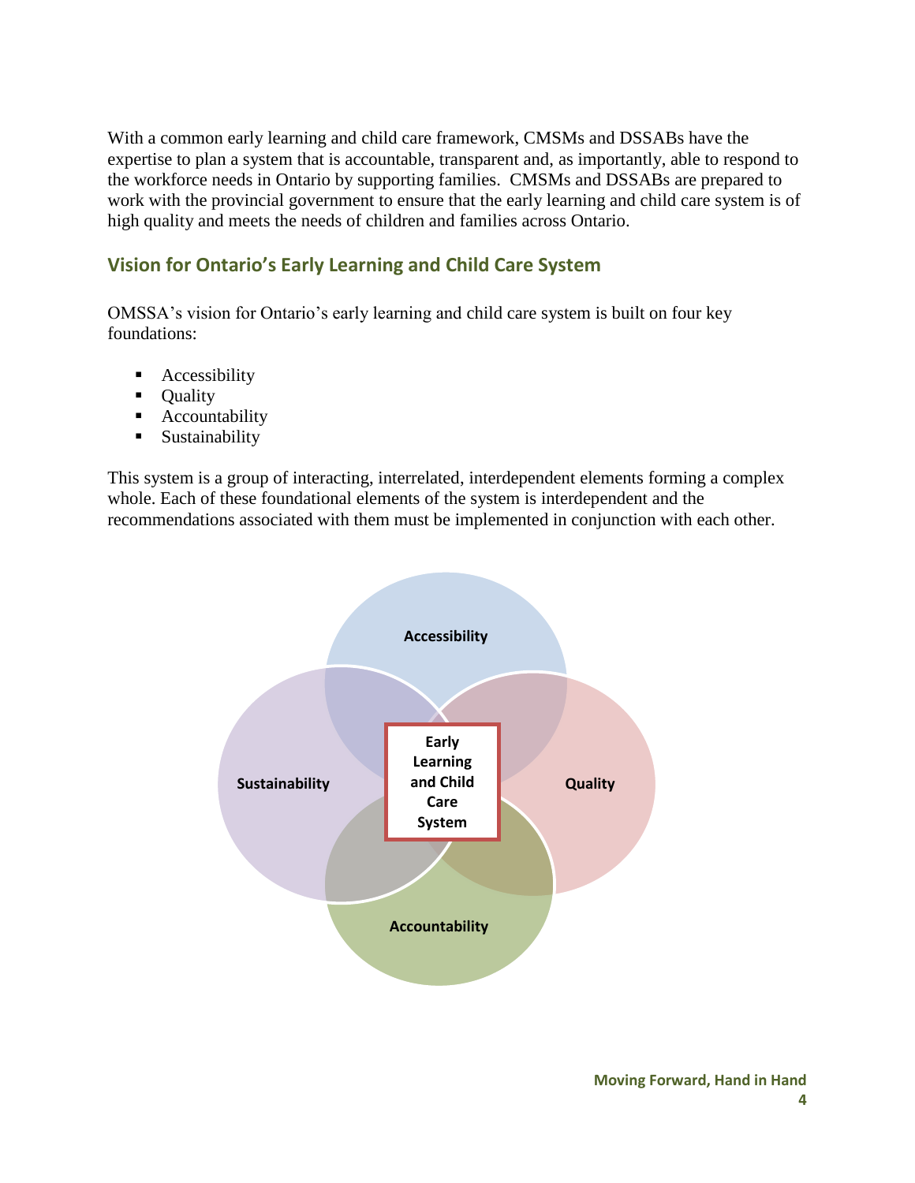With a common early learning and child care framework, CMSMs and DSSABs have the expertise to plan a system that is accountable, transparent and, as importantly, able to respond to the workforce needs in Ontario by supporting families. CMSMs and DSSABs are prepared to work with the provincial government to ensure that the early learning and child care system is of high quality and meets the needs of children and families across Ontario.

## Vision for Ontario's Early Learning and Child Care System

OMSSA's vision for Ontario's early learning and child care system is built on four key foundations:

- Accessibility
- Quality
- Accountability
- Sustainability

This system is a group of interacting, interrelated, interdependent elements forming a complex whole. Each of these foundational elements of the system is interdependent and the recommendations associated with them must be implemented in conjunction with each other.

**Accessibility**

**Sustainability**

**Early Learning and Child Care System**

**Quality**

**Accountability**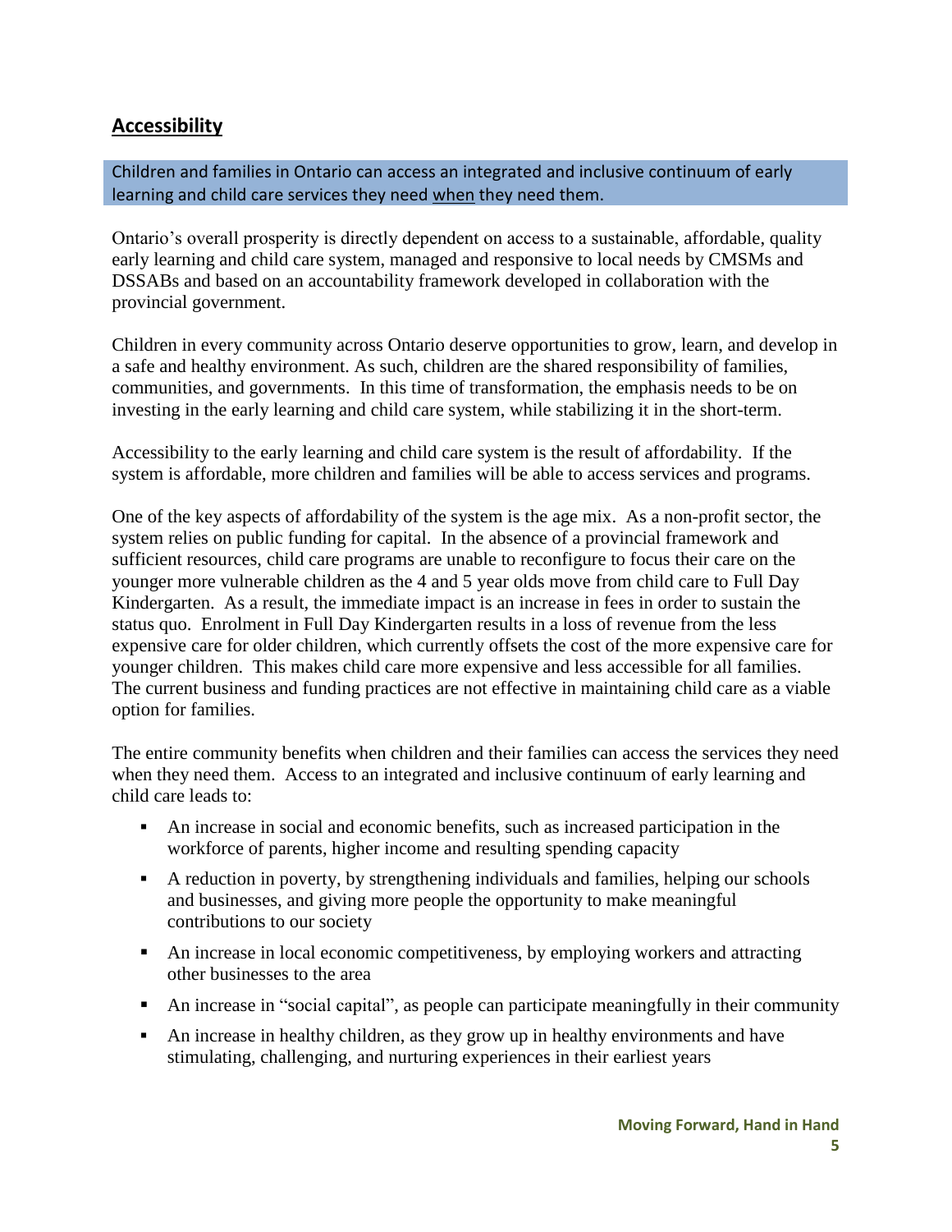## Accessibility

Children and families in Ontario can access an integrated and inclusive continuum of early learning and child care services they need <u>when</u> they need them.

Ontario's overall prosperity is directly dependent on access to a sustainable, affordable, quality early learning and child care system, managed and responsive to local needs by CMSMs and DSSABs and based on an accountability framework developed in collaboration with the provincial government.

Children in every community across Ontario deserve opportunities to grow, learn, and develop in a safe and healthy environment. As such, children are the shared responsibility of families, communities, and governments. In this time of transformation, the emphasis needs to be on investing in the early learning and child care system, while stabilizing it in the short-term.

Accessibility to the early learning and child care system is the result of affordability. If the system is affordable, more children and families will be able to access services and programs.

One of the key aspects of affordability of the system is the age mix. As a non-profit sector, the system relies on public funding for capital. In the absence of a provincial framework and sufficient resources, child care programs are unable to reconfigure to focus their care on the younger more vulnerable children as the 4 and 5 year olds move from child care to Full Day Kindergarten. As a result, the immediate impact is an increase in fees in order to sustain the status quo. Enrolment in Full Day Kindergarten results in a loss of revenue from the less expensive care for older children, which currently offsets the cost of the more expensive care for younger children. This makes child care more expensive and less accessible for all families. The current business and funding practices are not effective in maintaining child care as a viable option for families.

The entire community benefits when children and their families can access the services they need when they need them. Access to an integrated and inclusive continuum of early learning and child care leads to:

- An increase in social and economic benefits, such as increased participation in the workforce of parents, higher income and resulting spending capacity
- A reduction in poverty, by strengthening individuals and families, helping our schools and businesses, and giving more people the opportunity to make meaningful contributions to our society
- An increase in local economic competitiveness, by employing workers and attracting other businesses to the area
- An increase in "social capital", as people can participate meaningfully in their community
- An increase in healthy children, as they grow up in healthy environments and have stimulating, challenging, and nurturing experiences in their earliest years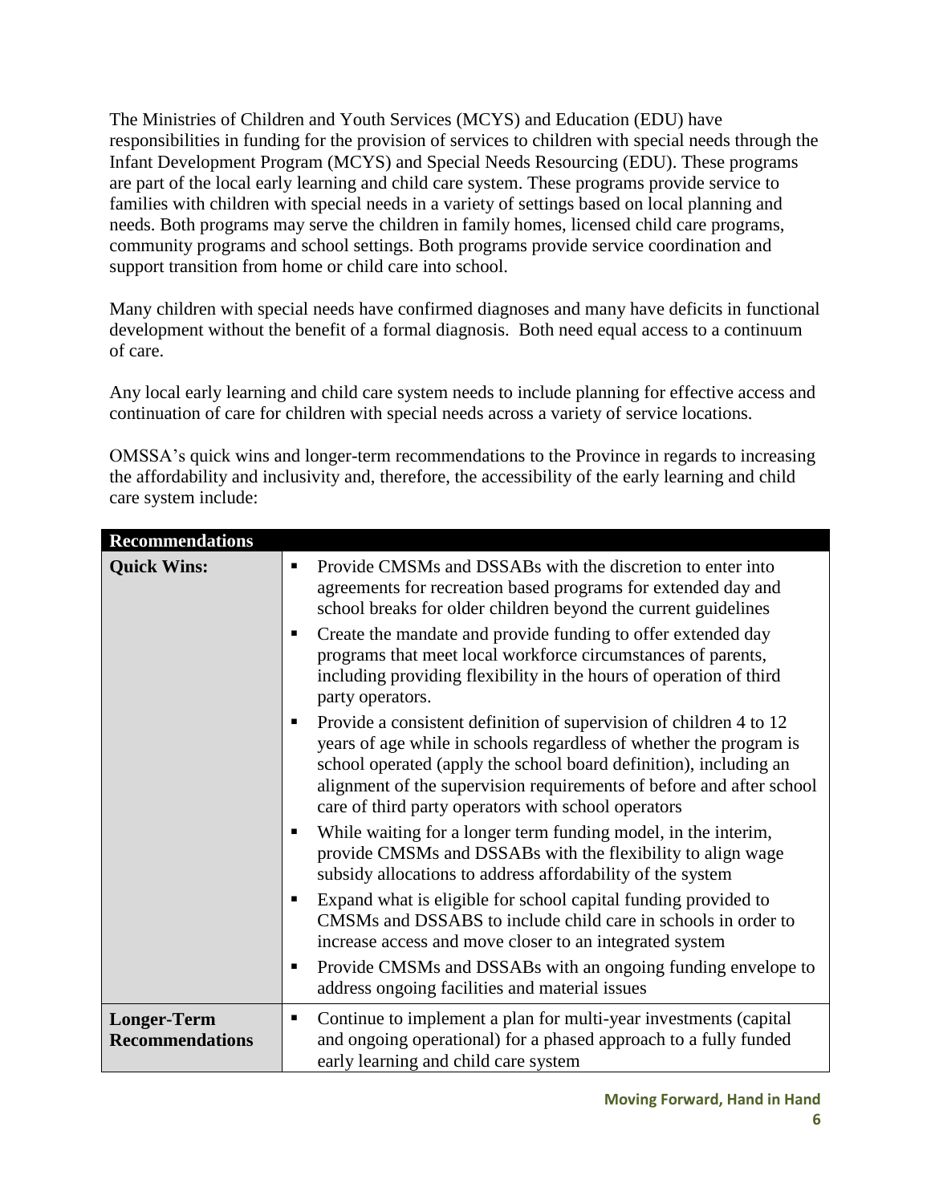The Ministries of Children and Youth Services (MCYS) and Education (EDU) have responsibilities in funding for the provision of services to children with special needs through the Infant Development Program (MCYS) and Special Needs Resourcing (EDU). These programs are part of the local early learning and child care system. These programs provide service to families with children with special needs in a variety of settings based on local planning and needs. Both programs may serve the children in family homes, licensed child care programs, community programs and school settings. Both programs provide service coordination and support transition from home or child care into school.

Many children with special needs have confirmed diagnoses and many have deficits in functional development without the benefit of a formal diagnosis. Both need equal access to a continuum of care.

Any local early learning and child care system needs to include planning for effective access and continuation of care for children with special needs across a variety of service locations.

OMSSA's quick wins and longer-term recommendations to the Province in regards to increasing the affordability and inclusivity and, therefore, the accessibility of the early learning and child care system include:

| **Recommendations** | |
|---|---|
| **Quick Wins:** | ▪ Provide CMSMs and DSSABs with the discretion to enter into agreements for recreation based programs for extended day and school breaks for older children beyond the current guidelines<br>▪ Create the mandate and provide funding to offer extended day programs that meet local workforce circumstances of parents, including providing flexibility in the hours of operation of third party operators.<br>▪ Provide a consistent definition of supervision of children 4 to 12 years of age while in schools regardless of whether the program is school operated (apply the school board definition), including an alignment of the supervision requirements of before and after school care of third party operators with school operators<br>▪ While waiting for a longer term funding model, in the interim, provide CMSMs and DSSABs with the flexibility to align wage subsidy allocations to address affordability of the system<br>▪ Expand what is eligible for school capital funding provided to CMSMs and DSSABS to include child care in schools in order to increase access and move closer to an integrated system<br>▪ Provide CMSMs and DSSABs with an ongoing funding envelope to address ongoing facilities and material issues |
| **Longer-Term Recommendations** | ▪ Continue to implement a plan for multi-year investments (capital and ongoing operational) for a phased approach to a fully funded early learning and child care system |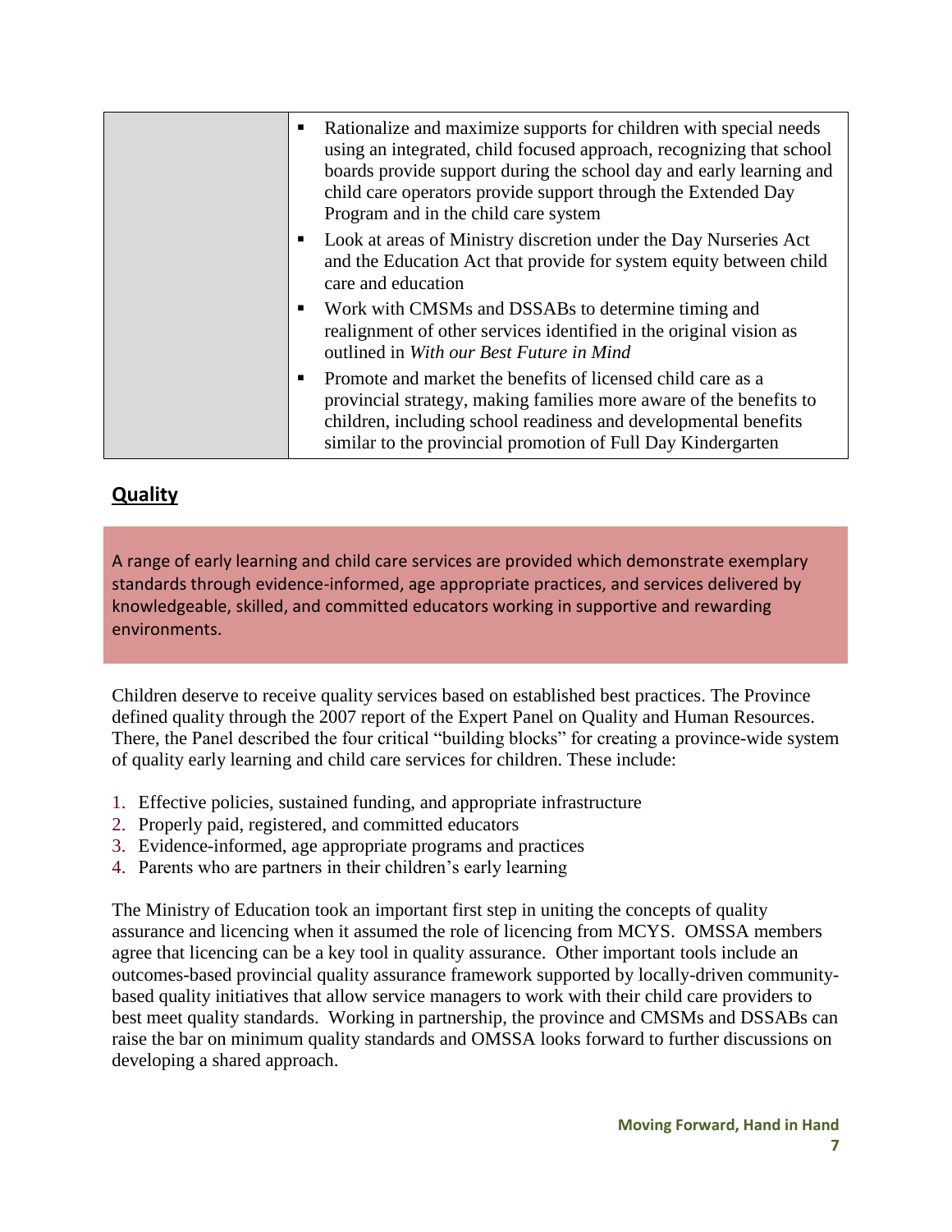| | |
|---|---|
| | ▪ Rationalize and maximize supports for children with special needs using an integrated, child focused approach, recognizing that school boards provide support during the school day and early learning and child care operators provide support through the Extended Day Program and in the child care system<br>▪ Look at areas of Ministry discretion under the Day Nurseries Act and the Education Act that provide for system equity between child care and education<br>▪ Work with CMSMs and DSSABs to determine timing and realignment of other services identified in the original vision as outlined in *With our Best Future in Mind*<br>▪ Promote and market the benefits of licensed child care as a provincial strategy, making families more aware of the benefits to children, including school readiness and developmental benefits similar to the provincial promotion of Full Day Kindergarten |

## **Quality**

A range of early learning and child care services are provided which demonstrate exemplary standards through evidence-informed, age appropriate practices, and services delivered by knowledgeable, skilled, and committed educators working in supportive and rewarding environments.

Children deserve to receive quality services based on established best practices. The Province defined quality through the 2007 report of the Expert Panel on Quality and Human Resources. There, the Panel described the four critical "building blocks" for creating a province-wide system of quality early learning and child care services for children. These include:

1. Effective policies, sustained funding, and appropriate infrastructure
2. Properly paid, registered, and committed educators
3. Evidence-informed, age appropriate programs and practices
4. Parents who are partners in their children's early learning

The Ministry of Education took an important first step in uniting the concepts of quality assurance and licencing when it assumed the role of licencing from MCYS. OMSSA members agree that licencing can be a key tool in quality assurance. Other important tools include an outcomes-based provincial quality assurance framework supported by locally-driven community-based quality initiatives that allow service managers to work with their child care providers to best meet quality standards. Working in partnership, the province and CMSMs and DSSABs can raise the bar on minimum quality standards and OMSSA looks forward to further discussions on developing a shared approach.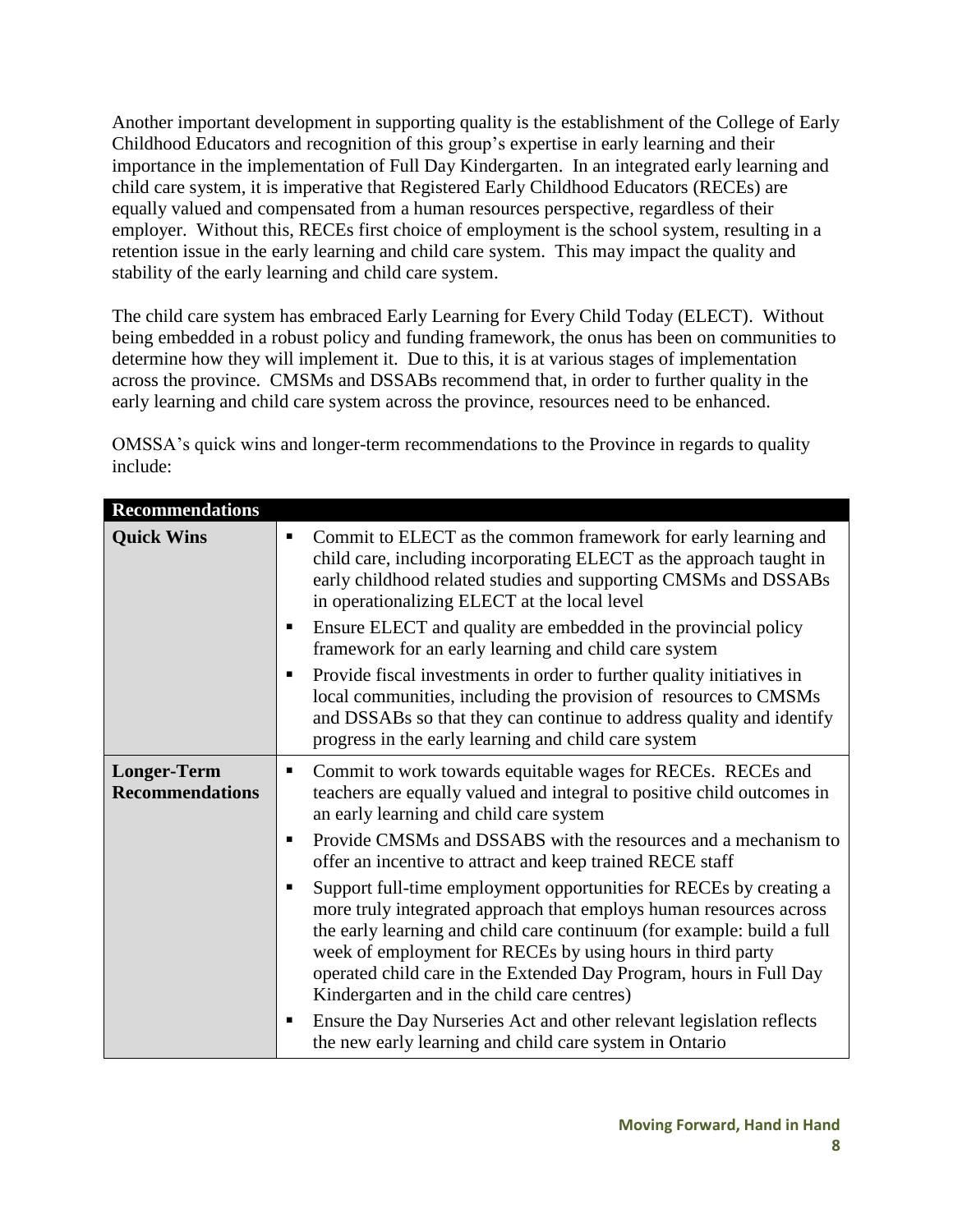Another important development in supporting quality is the establishment of the College of Early Childhood Educators and recognition of this group's expertise in early learning and their importance in the implementation of Full Day Kindergarten. In an integrated early learning and child care system, it is imperative that Registered Early Childhood Educators (RECEs) are equally valued and compensated from a human resources perspective, regardless of their employer. Without this, RECEs first choice of employment is the school system, resulting in a retention issue in the early learning and child care system. This may impact the quality and stability of the early learning and child care system.

The child care system has embraced Early Learning for Every Child Today (ELECT). Without being embedded in a robust policy and funding framework, the onus has been on communities to determine how they will implement it. Due to this, it is at various stages of implementation across the province. CMSMs and DSSABs recommend that, in order to further quality in the early learning and child care system across the province, resources need to be enhanced.

OMSSA's quick wins and longer-term recommendations to the Province in regards to quality include:

| **Recommendations** | |
|---|---|
| **Quick Wins** | ▪ Commit to ELECT as the common framework for early learning and child care, including incorporating ELECT as the approach taught in early childhood related studies and supporting CMSMs and DSSABs in operationalizing ELECT at the local level<br>▪ Ensure ELECT and quality are embedded in the provincial policy framework for an early learning and child care system<br>▪ Provide fiscal investments in order to further quality initiatives in local communities, including the provision of resources to CMSMs and DSSABs so that they can continue to address quality and identify progress in the early learning and child care system |
| **Longer-Term Recommendations** | ▪ Commit to work towards equitable wages for RECEs. RECEs and teachers are equally valued and integral to positive child outcomes in an early learning and child care system<br>▪ Provide CMSMs and DSSABS with the resources and a mechanism to offer an incentive to attract and keep trained RECE staff<br>▪ Support full-time employment opportunities for RECEs by creating a more truly integrated approach that employs human resources across the early learning and child care continuum (for example: build a full week of employment for RECEs by using hours in third party operated child care in the Extended Day Program, hours in Full Day Kindergarten and in the child care centres)<br>▪ Ensure the Day Nurseries Act and other relevant legislation reflects the new early learning and child care system in Ontario |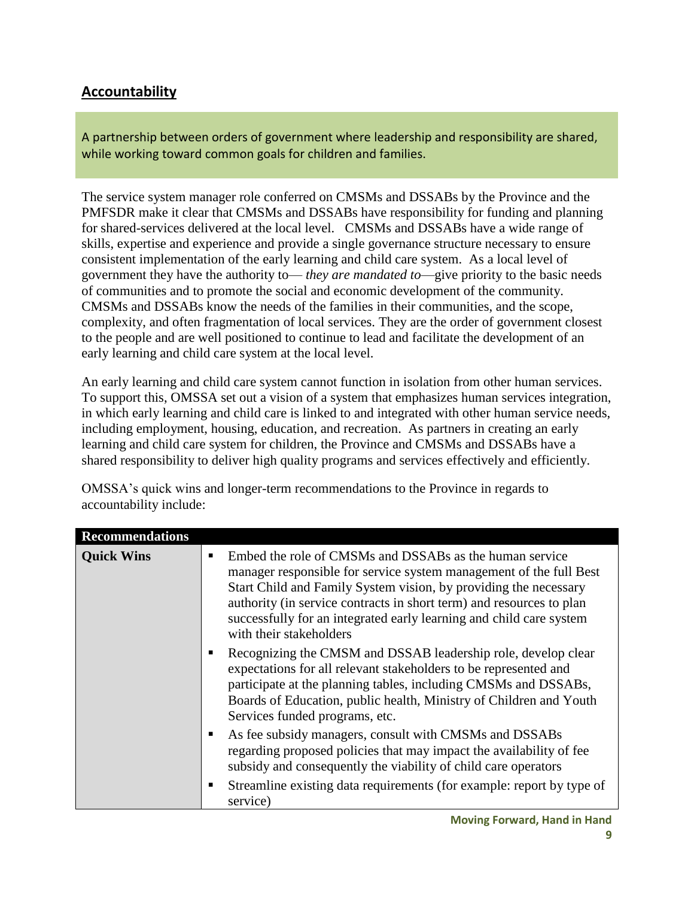## Accountability

A partnership between orders of government where leadership and responsibility are shared, while working toward common goals for children and families.

The service system manager role conferred on CMSMs and DSSABs by the Province and the PMFSDR make it clear that CMSMs and DSSABs have responsibility for funding and planning for shared-services delivered at the local level. CMSMs and DSSABs have a wide range of skills, expertise and experience and provide a single governance structure necessary to ensure consistent implementation of the early learning and child care system. As a local level of government they have the authority to— *they are mandated to*—give priority to the basic needs of communities and to promote the social and economic development of the community. CMSMs and DSSABs know the needs of the families in their communities, and the scope, complexity, and often fragmentation of local services. They are the order of government closest to the people and are well positioned to continue to lead and facilitate the development of an early learning and child care system at the local level.

An early learning and child care system cannot function in isolation from other human services. To support this, OMSSA set out a vision of a system that emphasizes human services integration, in which early learning and child care is linked to and integrated with other human service needs, including employment, housing, education, and recreation. As partners in creating an early learning and child care system for children, the Province and CMSMs and DSSABs have a shared responsibility to deliver high quality programs and services effectively and efficiently.

OMSSA's quick wins and longer-term recommendations to the Province in regards to accountability include:

| **Recommendations** | |
|---|---|
| **Quick Wins** | ▪ Embed the role of CMSMs and DSSABs as the human service manager responsible for service system management of the full Best Start Child and Family System vision, by providing the necessary authority (in service contracts in short term) and resources to plan successfully for an integrated early learning and child care system with their stakeholders<br>▪ Recognizing the CMSM and DSSAB leadership role, develop clear expectations for all relevant stakeholders to be represented and participate at the planning tables, including CMSMs and DSSABs, Boards of Education, public health, Ministry of Children and Youth Services funded programs, etc.<br>▪ As fee subsidy managers, consult with CMSMs and DSSABs regarding proposed policies that may impact the availability of fee subsidy and consequently the viability of child care operators<br>▪ Streamline existing data requirements (for example: report by type of service) |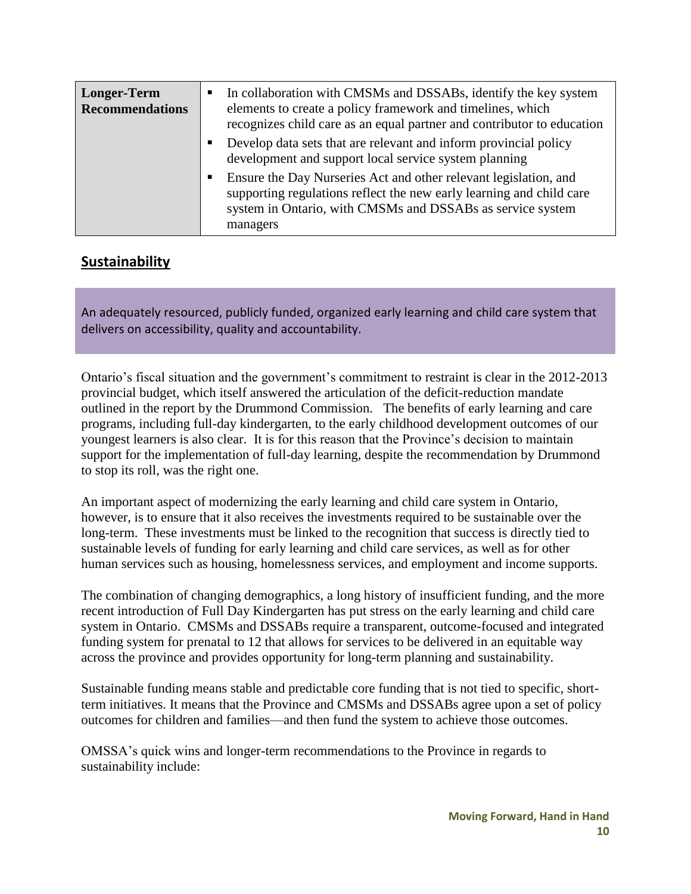| Longer-Term Recommendations | <ul><li>In collaboration with CMSMs and DSSABs, identify the key system elements to create a policy framework and timelines, which recognizes child care as an equal partner and contributor to education</li><li>Develop data sets that are relevant and inform provincial policy development and support local service system planning</li><li>Ensure the Day Nurseries Act and other relevant legislation, and supporting regulations reflect the new early learning and child care system in Ontario, with CMSMs and DSSABs as service system managers</li></ul> |
|---|---|

## Sustainability

An adequately resourced, publicly funded, organized early learning and child care system that delivers on accessibility, quality and accountability.

Ontario's fiscal situation and the government's commitment to restraint is clear in the 2012-2013 provincial budget, which itself answered the articulation of the deficit-reduction mandate outlined in the report by the Drummond Commission. The benefits of early learning and care programs, including full-day kindergarten, to the early childhood development outcomes of our youngest learners is also clear. It is for this reason that the Province's decision to maintain support for the implementation of full-day learning, despite the recommendation by Drummond to stop its roll, was the right one.

An important aspect of modernizing the early learning and child care system in Ontario, however, is to ensure that it also receives the investments required to be sustainable over the long-term. These investments must be linked to the recognition that success is directly tied to sustainable levels of funding for early learning and child care services, as well as for other human services such as housing, homelessness services, and employment and income supports.

The combination of changing demographics, a long history of insufficient funding, and the more recent introduction of Full Day Kindergarten has put stress on the early learning and child care system in Ontario. CMSMs and DSSABs require a transparent, outcome-focused and integrated funding system for prenatal to 12 that allows for services to be delivered in an equitable way across the province and provides opportunity for long-term planning and sustainability.

Sustainable funding means stable and predictable core funding that is not tied to specific, short-term initiatives. It means that the Province and CMSMs and DSSABs agree upon a set of policy outcomes for children and families—and then fund the system to achieve those outcomes.

OMSSA's quick wins and longer-term recommendations to the Province in regards to sustainability include: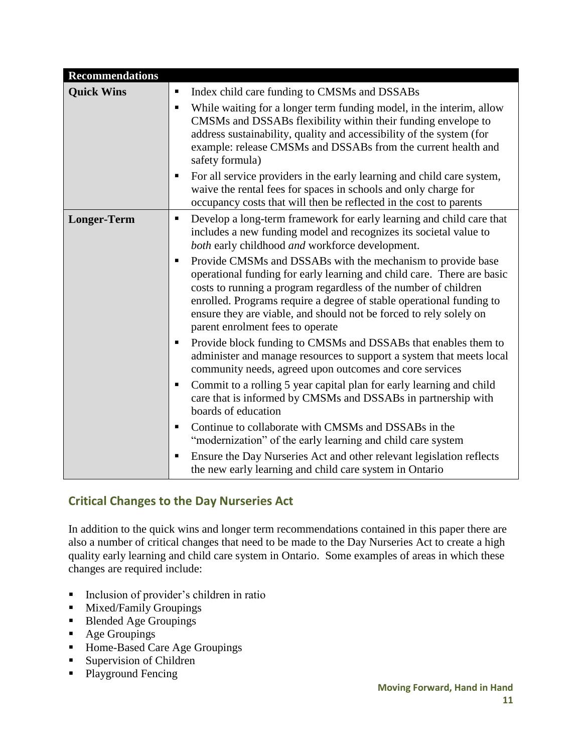| Recommendations | |
|---|---|
| **Quick Wins** | ▪ Index child care funding to CMSMs and DSSABs<br>▪ While waiting for a longer term funding model, in the interim, allow CMSMs and DSSABs flexibility within their funding envelope to address sustainability, quality and accessibility of the system (for example: release CMSMs and DSSABs from the current health and safety formula)<br>▪ For all service providers in the early learning and child care system, waive the rental fees for spaces in schools and only charge for occupancy costs that will then be reflected in the cost to parents |
| **Longer-Term** | ▪ Develop a long-term framework for early learning and child care that includes a new funding model and recognizes its societal value to *both* early childhood *and* workforce development.<br>▪ Provide CMSMs and DSSABs with the mechanism to provide base operational funding for early learning and child care. There are basic costs to running a program regardless of the number of children enrolled. Programs require a degree of stable operational funding to ensure they are viable, and should not be forced to rely solely on parent enrolment fees to operate<br>▪ Provide block funding to CMSMs and DSSABs that enables them to administer and manage resources to support a system that meets local community needs, agreed upon outcomes and core services<br>▪ Commit to a rolling 5 year capital plan for early learning and child care that is informed by CMSMs and DSSABs in partnership with boards of education<br>▪ Continue to collaborate with CMSMs and DSSABs in the "modernization" of the early learning and child care system<br>▪ Ensure the Day Nurseries Act and other relevant legislation reflects the new early learning and child care system in Ontario |

## Critical Changes to the Day Nurseries Act

In addition to the quick wins and longer term recommendations contained in this paper there are also a number of critical changes that need to be made to the Day Nurseries Act to create a high quality early learning and child care system in Ontario. Some examples of areas in which these changes are required include:

- Inclusion of provider's children in ratio
- Mixed/Family Groupings
- Blended Age Groupings
- Age Groupings
- Home-Based Care Age Groupings
- Supervision of Children
- Playground Fencing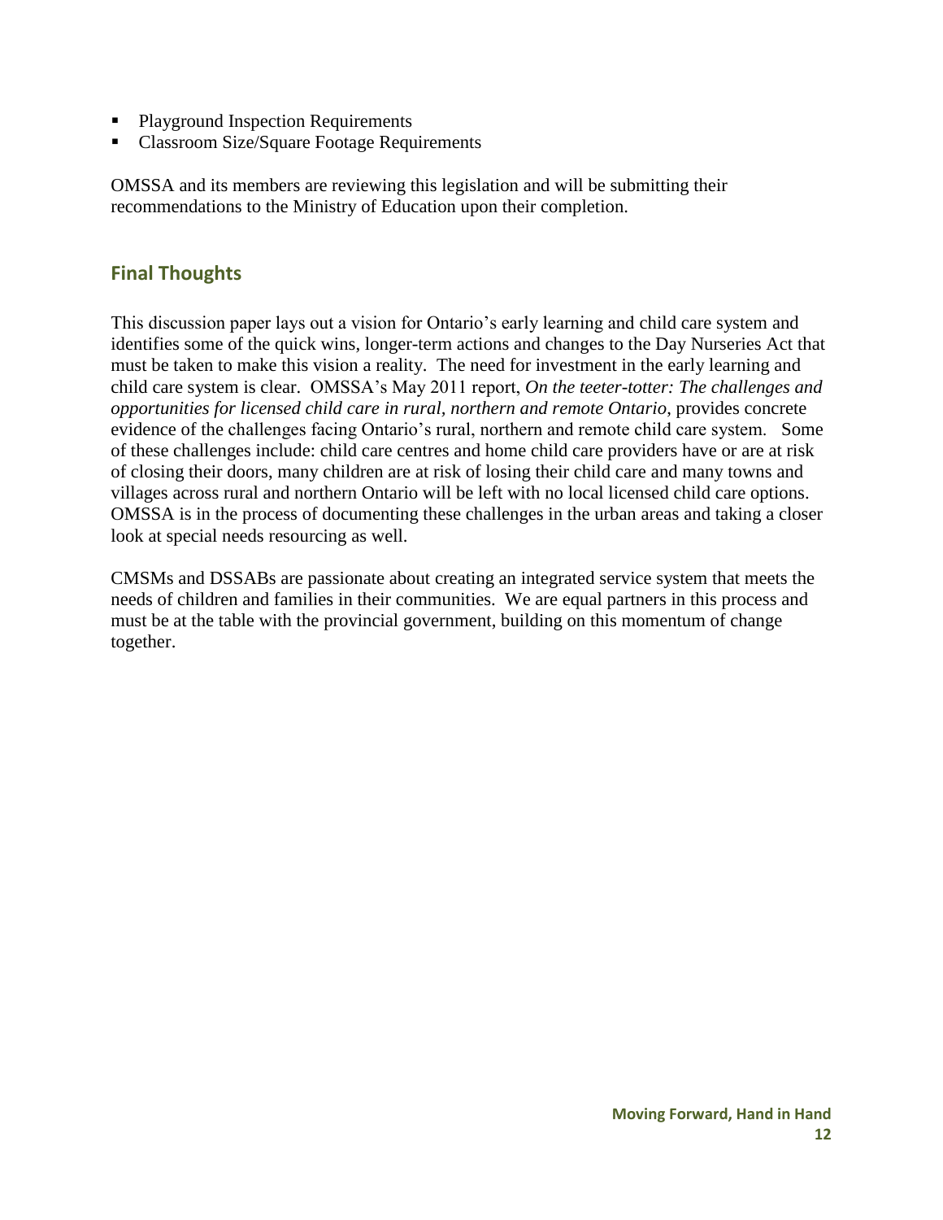- Playground Inspection Requirements
- Classroom Size/Square Footage Requirements

OMSSA and its members are reviewing this legislation and will be submitting their recommendations to the Ministry of Education upon their completion.

## Final Thoughts

This discussion paper lays out a vision for Ontario's early learning and child care system and identifies some of the quick wins, longer-term actions and changes to the Day Nurseries Act that must be taken to make this vision a reality. The need for investment in the early learning and child care system is clear. OMSSA's May 2011 report, *On the teeter-totter: The challenges and opportunities for licensed child care in rural, northern and remote Ontario*, provides concrete evidence of the challenges facing Ontario's rural, northern and remote child care system. Some of these challenges include: child care centres and home child care providers have or are at risk of closing their doors, many children are at risk of losing their child care and many towns and villages across rural and northern Ontario will be left with no local licensed child care options. OMSSA is in the process of documenting these challenges in the urban areas and taking a closer look at special needs resourcing as well.

CMSMs and DSSABs are passionate about creating an integrated service system that meets the needs of children and families in their communities. We are equal partners in this process and must be at the table with the provincial government, building on this momentum of change together.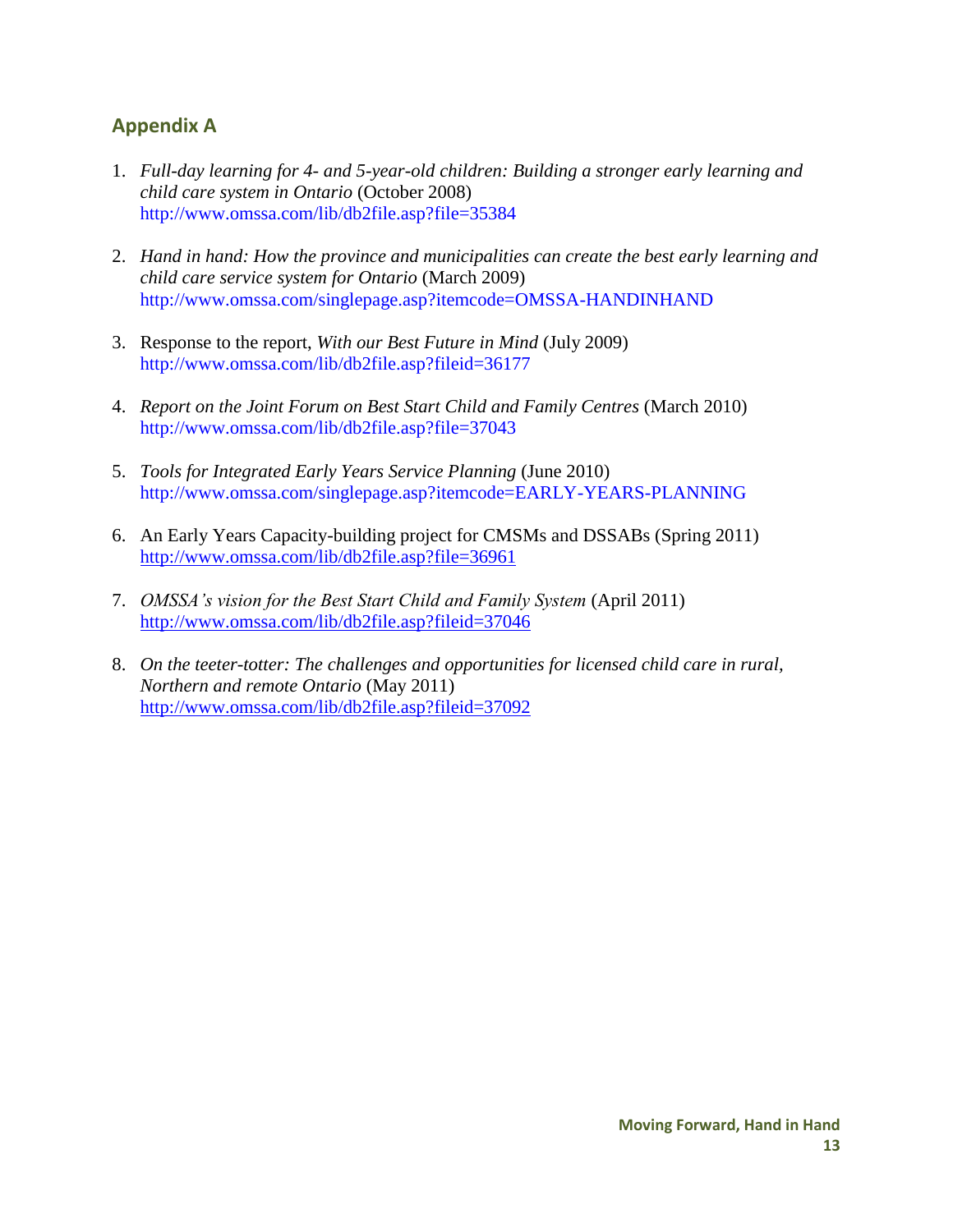## Appendix A

1. *Full-day learning for 4- and 5-year-old children: Building a stronger early learning and child care system in Ontario* (October 2008)
   http://www.omssa.com/lib/db2file.asp?file=35384

2. *Hand in hand: How the province and municipalities can create the best early learning and child care service system for Ontario* (March 2009)
   http://www.omssa.com/singlepage.asp?itemcode=OMSSA-HANDINHAND

3. Response to the report, *With our Best Future in Mind* (July 2009)
   http://www.omssa.com/lib/db2file.asp?fileid=36177

4. *Report on the Joint Forum on Best Start Child and Family Centres* (March 2010)
   http://www.omssa.com/lib/db2file.asp?file=37043

5. *Tools for Integrated Early Years Service Planning* (June 2010)
   http://www.omssa.com/singlepage.asp?itemcode=EARLY-YEARS-PLANNING

6. An Early Years Capacity-building project for CMSMs and DSSABs (Spring 2011)
   http://www.omssa.com/lib/db2file.asp?file=36961

7. *OMSSA's vision for the Best Start Child and Family System* (April 2011)
   http://www.omssa.com/lib/db2file.asp?fileid=37046

8. *On the teeter-totter: The challenges and opportunities for licensed child care in rural, Northern and remote Ontario* (May 2011)
   http://www.omssa.com/lib/db2file.asp?fileid=37092